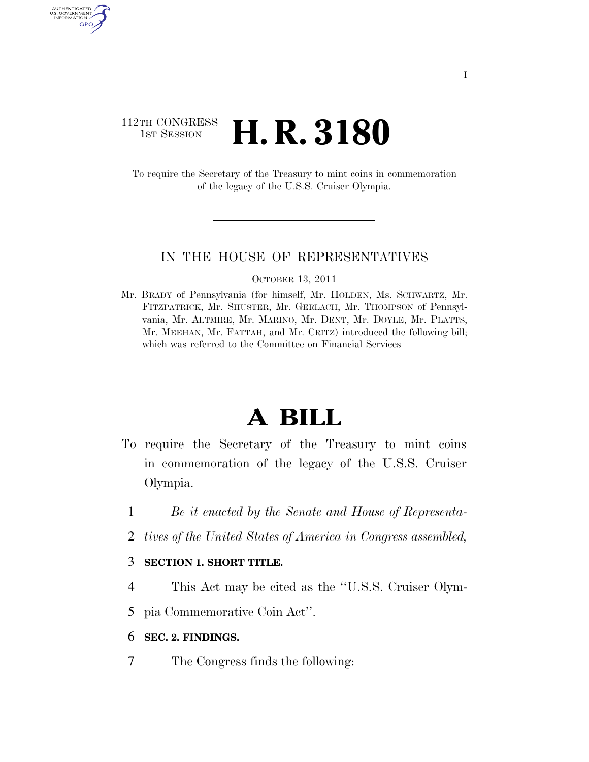112TH CONGRESS
1ST SESSION

# H. R. 3180

To require the Secretary of the Treasury to mint coins in commemoration of the legacy of the U.S.S. Cruiser Olympia.

IN THE HOUSE OF REPRESENTATIVES

OCTOBER 13, 2011

Mr. BRADY of Pennsylvania (for himself, Mr. HOLDEN, Ms. SCHWARTZ, Mr. FITZPATRICK, Mr. SHUSTER, Mr. GERLACH, Mr. THOMPSON of Pennsylvania, Mr. ALTMIRE, Mr. MARINO, Mr. DENT, Mr. DOYLE, Mr. PLATTS, Mr. MEEHAN, Mr. FATTAH, and Mr. CRITZ) introduced the following bill; which was referred to the Committee on Financial Services

# A BILL

To require the Secretary of the Treasury to mint coins in commemoration of the legacy of the U.S.S. Cruiser Olympia.

1 *Be it enacted by the Senate and House of Representa-*
2 *tives of the United States of America in Congress assembled,*

3 **SECTION 1. SHORT TITLE.**

4 This Act may be cited as the ''U.S.S. Cruiser Olym-
5 pia Commemorative Coin Act''.

6 **SEC. 2. FINDINGS.**

7 The Congress finds the following: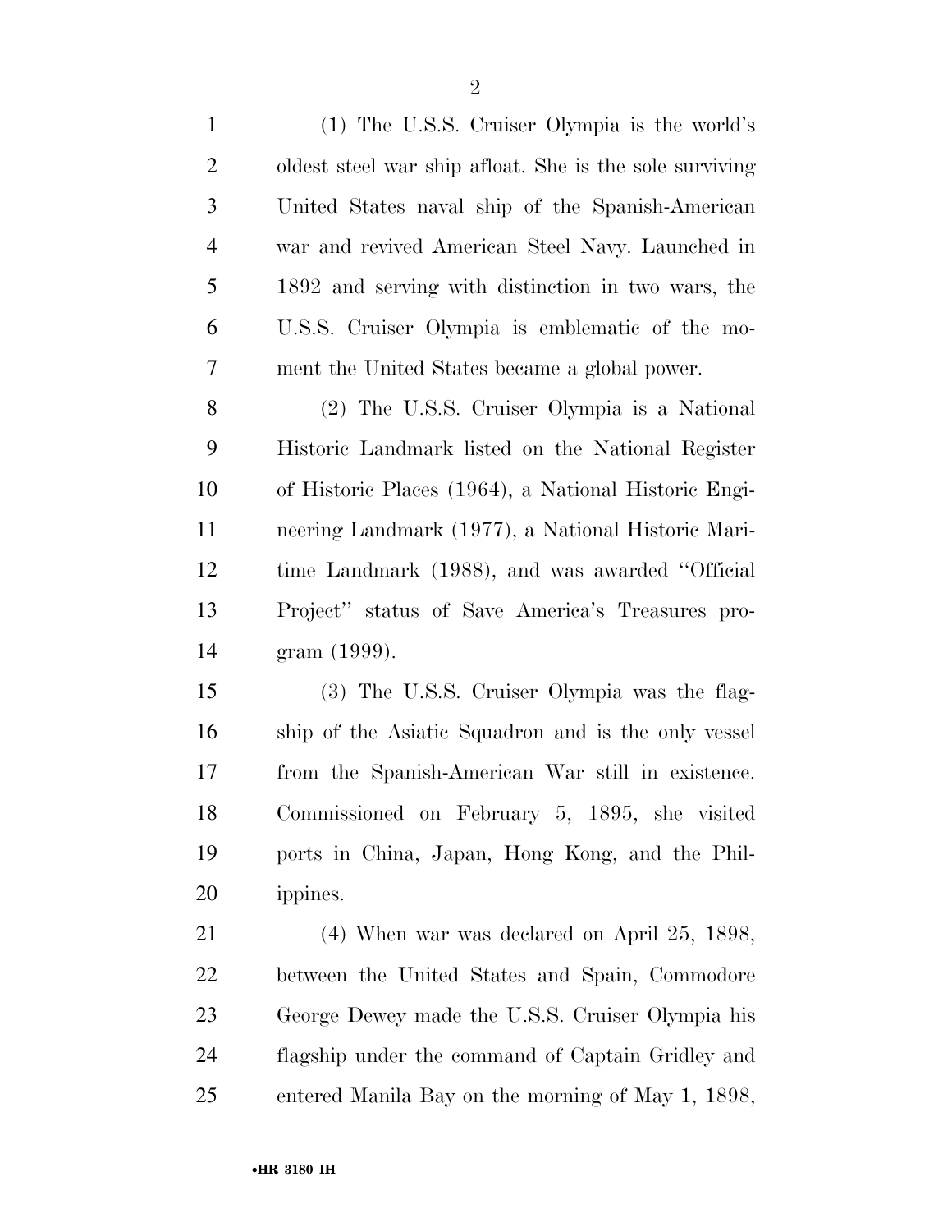(1) The U.S.S. Cruiser Olympia is the world's oldest steel war ship afloat. She is the sole surviving United States naval ship of the Spanish-American war and revived American Steel Navy. Launched in 1892 and serving with distinction in two wars, the U.S.S. Cruiser Olympia is emblematic of the moment the United States became a global power.

(2) The U.S.S. Cruiser Olympia is a National Historic Landmark listed on the National Register of Historic Places (1964), a National Historic Engineering Landmark (1977), a National Historic Maritime Landmark (1988), and was awarded ''Official Project'' status of Save America's Treasures program (1999).

(3) The U.S.S. Cruiser Olympia was the flagship of the Asiatic Squadron and is the only vessel from the Spanish-American War still in existence. Commissioned on February 5, 1895, she visited ports in China, Japan, Hong Kong, and the Philippines.

(4) When war was declared on April 25, 1898, between the United States and Spain, Commodore George Dewey made the U.S.S. Cruiser Olympia his flagship under the command of Captain Gridley and entered Manila Bay on the morning of May 1, 1898,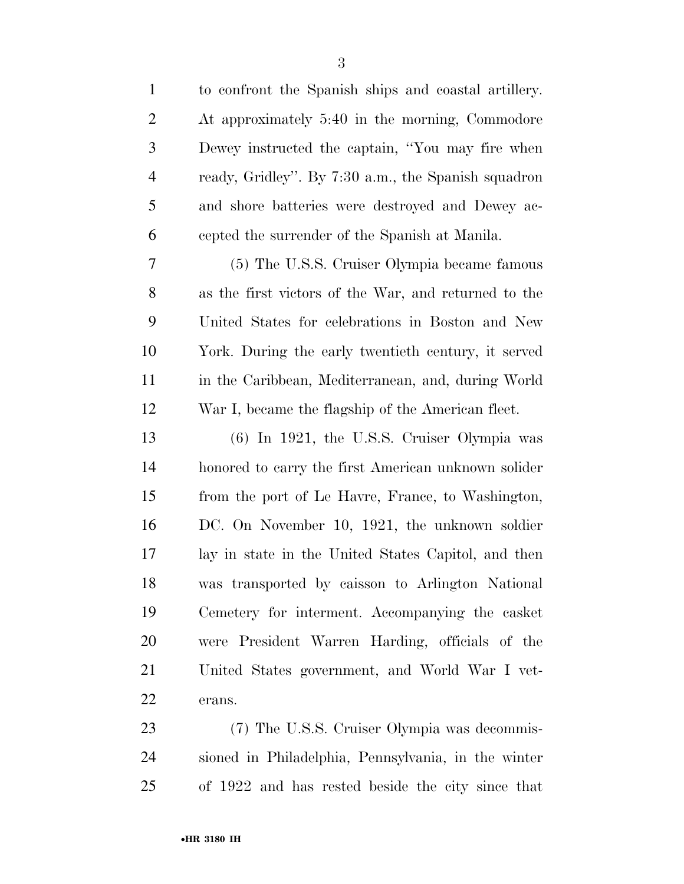to confront the Spanish ships and coastal artillery. At approximately 5:40 in the morning, Commodore Dewey instructed the captain, ''You may fire when ready, Gridley''. By 7:30 a.m., the Spanish squadron and shore batteries were destroyed and Dewey accepted the surrender of the Spanish at Manila.

(5) The U.S.S. Cruiser Olympia became famous as the first victors of the War, and returned to the United States for celebrations in Boston and New York. During the early twentieth century, it served in the Caribbean, Mediterranean, and, during World War I, became the flagship of the American fleet.

(6) In 1921, the U.S.S. Cruiser Olympia was honored to carry the first American unknown solider from the port of Le Havre, France, to Washington, DC. On November 10, 1921, the unknown soldier lay in state in the United States Capitol, and then was transported by caisson to Arlington National Cemetery for interment. Accompanying the casket were President Warren Harding, officials of the United States government, and World War I veterans.

(7) The U.S.S. Cruiser Olympia was decommissioned in Philadelphia, Pennsylvania, in the winter of 1922 and has rested beside the city since that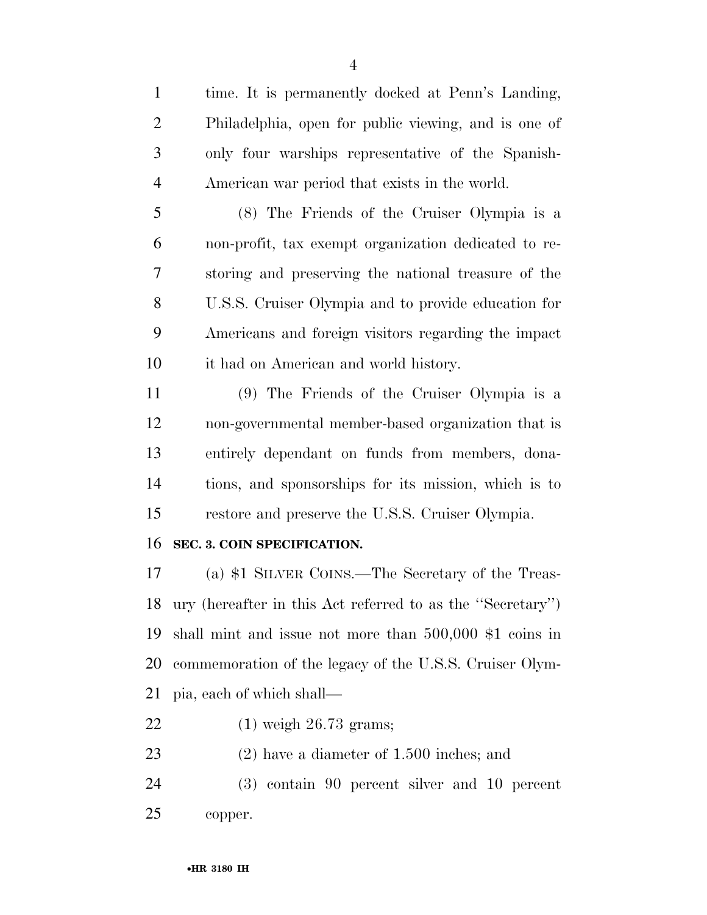time. It is permanently docked at Penn's Landing, Philadelphia, open for public viewing, and is one of only four warships representative of the Spanish-American war period that exists in the world.

(8) The Friends of the Cruiser Olympia is a non-profit, tax exempt organization dedicated to restoring and preserving the national treasure of the U.S.S. Cruiser Olympia and to provide education for Americans and foreign visitors regarding the impact it had on American and world history.

(9) The Friends of the Cruiser Olympia is a non-governmental member-based organization that is entirely dependant on funds from members, donations, and sponsorships for its mission, which is to restore and preserve the U.S.S. Cruiser Olympia.

**SEC. 3. COIN SPECIFICATION.**

(a) $1 SILVER COINS.—The Secretary of the Treasury (hereafter in this Act referred to as the ''Secretary'') shall mint and issue not more than 500,000 $1 coins in commemoration of the legacy of the U.S.S. Cruiser Olympia, each of which shall—

(1) weigh 26.73 grams;

(2) have a diameter of 1.500 inches; and

(3) contain 90 percent silver and 10 percent copper.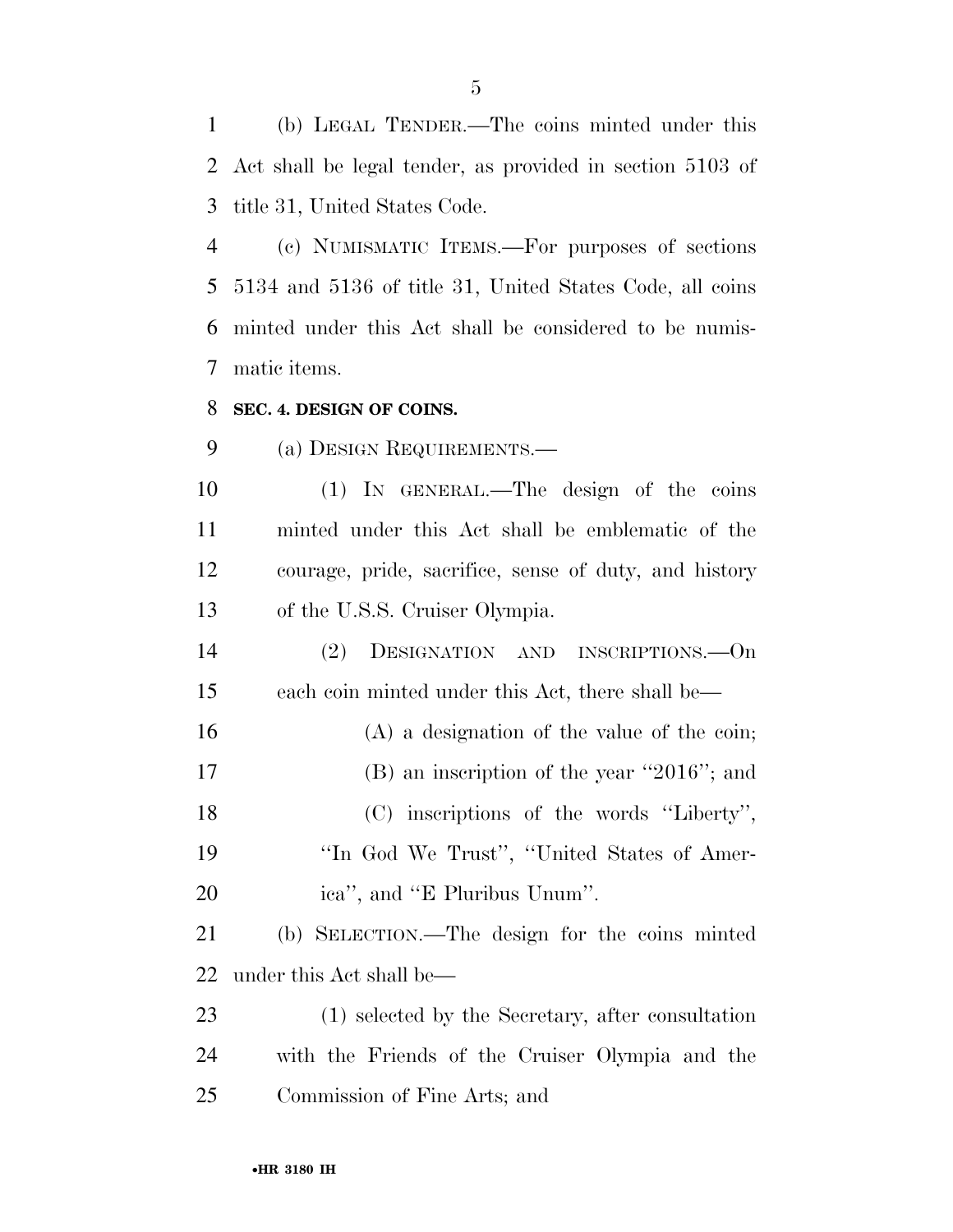(b) LEGAL TENDER.—The coins minted under this Act shall be legal tender, as provided in section 5103 of title 31, United States Code.

(c) NUMISMATIC ITEMS.—For purposes of sections 5134 and 5136 of title 31, United States Code, all coins minted under this Act shall be considered to be numismatic items.

**SEC. 4. DESIGN OF COINS.**

(a) DESIGN REQUIREMENTS.—

(1) IN GENERAL.—The design of the coins minted under this Act shall be emblematic of the courage, pride, sacrifice, sense of duty, and history of the U.S.S. Cruiser Olympia.

(2) DESIGNATION AND INSCRIPTIONS.—On each coin minted under this Act, there shall be—

(A) a designation of the value of the coin;

(B) an inscription of the year ''2016''; and

(C) inscriptions of the words ''Liberty'', ''In God We Trust'', ''United States of America'', and ''E Pluribus Unum''.

(b) SELECTION.—The design for the coins minted under this Act shall be—

(1) selected by the Secretary, after consultation with the Friends of the Cruiser Olympia and the Commission of Fine Arts; and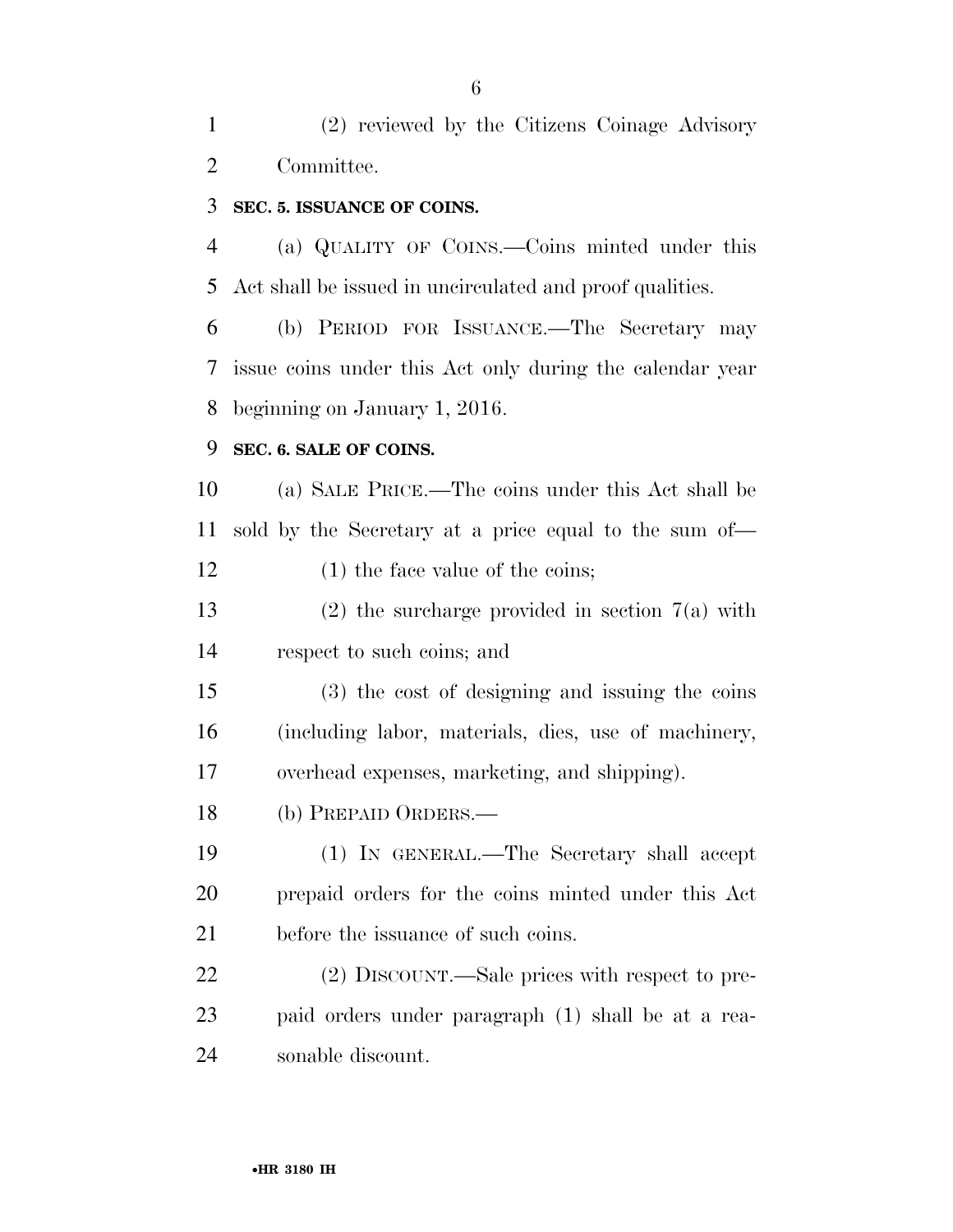(2) reviewed by the Citizens Coinage Advisory Committee.

**SEC. 5. ISSUANCE OF COINS.**

(a) QUALITY OF COINS.—Coins minted under this Act shall be issued in uncirculated and proof qualities.

(b) PERIOD FOR ISSUANCE.—The Secretary may issue coins under this Act only during the calendar year beginning on January 1, 2016.

**SEC. 6. SALE OF COINS.**

(a) SALE PRICE.—The coins under this Act shall be sold by the Secretary at a price equal to the sum of—

(1) the face value of the coins;

(2) the surcharge provided in section 7(a) with respect to such coins; and

(3) the cost of designing and issuing the coins (including labor, materials, dies, use of machinery, overhead expenses, marketing, and shipping).

(b) PREPAID ORDERS.—

(1) IN GENERAL.—The Secretary shall accept prepaid orders for the coins minted under this Act before the issuance of such coins.

(2) DISCOUNT.—Sale prices with respect to prepaid orders under paragraph (1) shall be at a reasonable discount.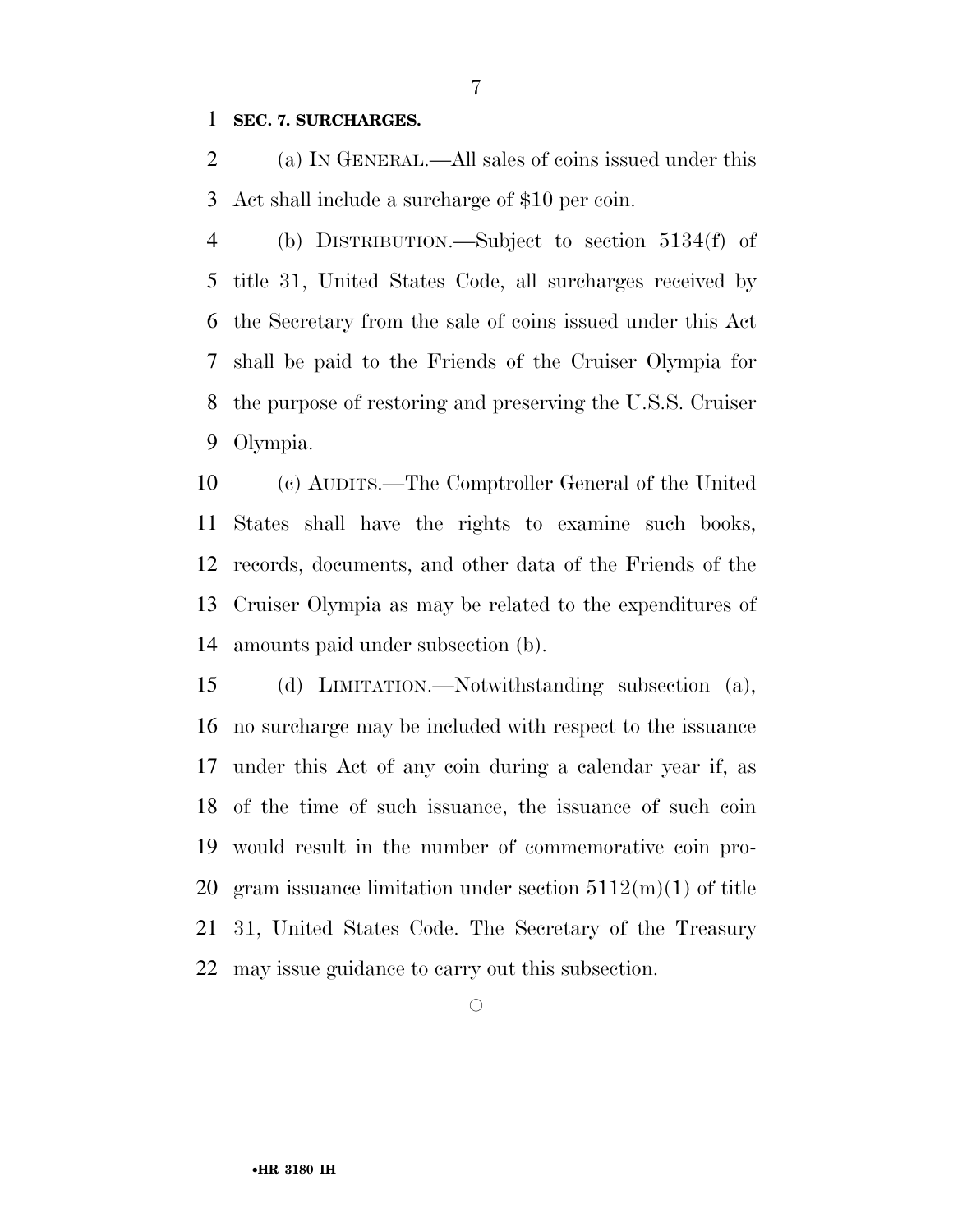**SEC. 7. SURCHARGES.**

(a) IN GENERAL.—All sales of coins issued under this Act shall include a surcharge of $10 per coin.

(b) DISTRIBUTION.—Subject to section 5134(f) of title 31, United States Code, all surcharges received by the Secretary from the sale of coins issued under this Act shall be paid to the Friends of the Cruiser Olympia for the purpose of restoring and preserving the U.S.S. Cruiser Olympia.

(c) AUDITS.—The Comptroller General of the United States shall have the rights to examine such books, records, documents, and other data of the Friends of the Cruiser Olympia as may be related to the expenditures of amounts paid under subsection (b).

(d) LIMITATION.—Notwithstanding subsection (a), no surcharge may be included with respect to the issuance under this Act of any coin during a calendar year if, as of the time of such issuance, the issuance of such coin would result in the number of commemorative coin program issuance limitation under section 5112(m)(1) of title 31, United States Code. The Secretary of the Treasury may issue guidance to carry out this subsection.

○